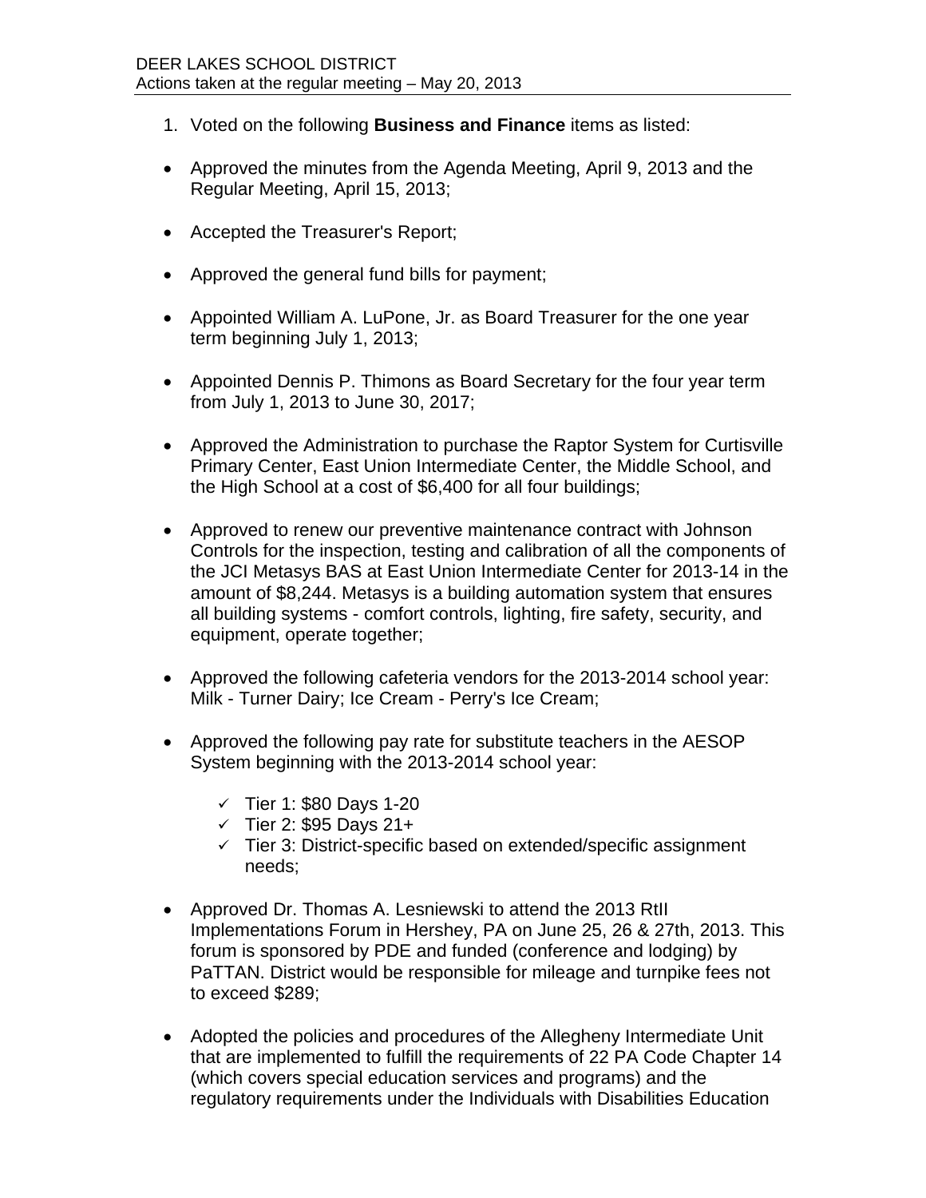DEER LAKES SCHOOL DISTRICT
Actions taken at the regular meeting – May 20, 2013

1. Voted on the following **Business and Finance** items as listed:

- Approved the minutes from the Agenda Meeting, April 9, 2013 and the Regular Meeting, April 15, 2013;

- Accepted the Treasurer's Report;

- Approved the general fund bills for payment;

- Appointed William A. LuPone, Jr. as Board Treasurer for the one year term beginning July 1, 2013;

- Appointed Dennis P. Thimons as Board Secretary for the four year term from July 1, 2013 to June 30, 2017;

- Approved the Administration to purchase the Raptor System for Curtisville Primary Center, East Union Intermediate Center, the Middle School, and the High School at a cost of $6,400 for all four buildings;

- Approved to renew our preventive maintenance contract with Johnson Controls for the inspection, testing and calibration of all the components of the JCI Metasys BAS at East Union Intermediate Center for 2013-14 in the amount of $8,244. Metasys is a building automation system that ensures all building systems - comfort controls, lighting, fire safety, security, and equipment, operate together;

- Approved the following cafeteria vendors for the 2013-2014 school year: Milk - Turner Dairy; Ice Cream - Perry's Ice Cream;

- Approved the following pay rate for substitute teachers in the AESOP System beginning with the 2013-2014 school year:

  - ✓ Tier 1: $80 Days 1-20
  - ✓ Tier 2: $95 Days 21+
  - ✓ Tier 3: District-specific based on extended/specific assignment needs;

- Approved Dr. Thomas A. Lesniewski to attend the 2013 RtII Implementations Forum in Hershey, PA on June 25, 26 & 27th, 2013. This forum is sponsored by PDE and funded (conference and lodging) by PaTTAN. District would be responsible for mileage and turnpike fees not to exceed $289;

- Adopted the policies and procedures of the Allegheny Intermediate Unit that are implemented to fulfill the requirements of 22 PA Code Chapter 14 (which covers special education services and programs) and the regulatory requirements under the Individuals with Disabilities Education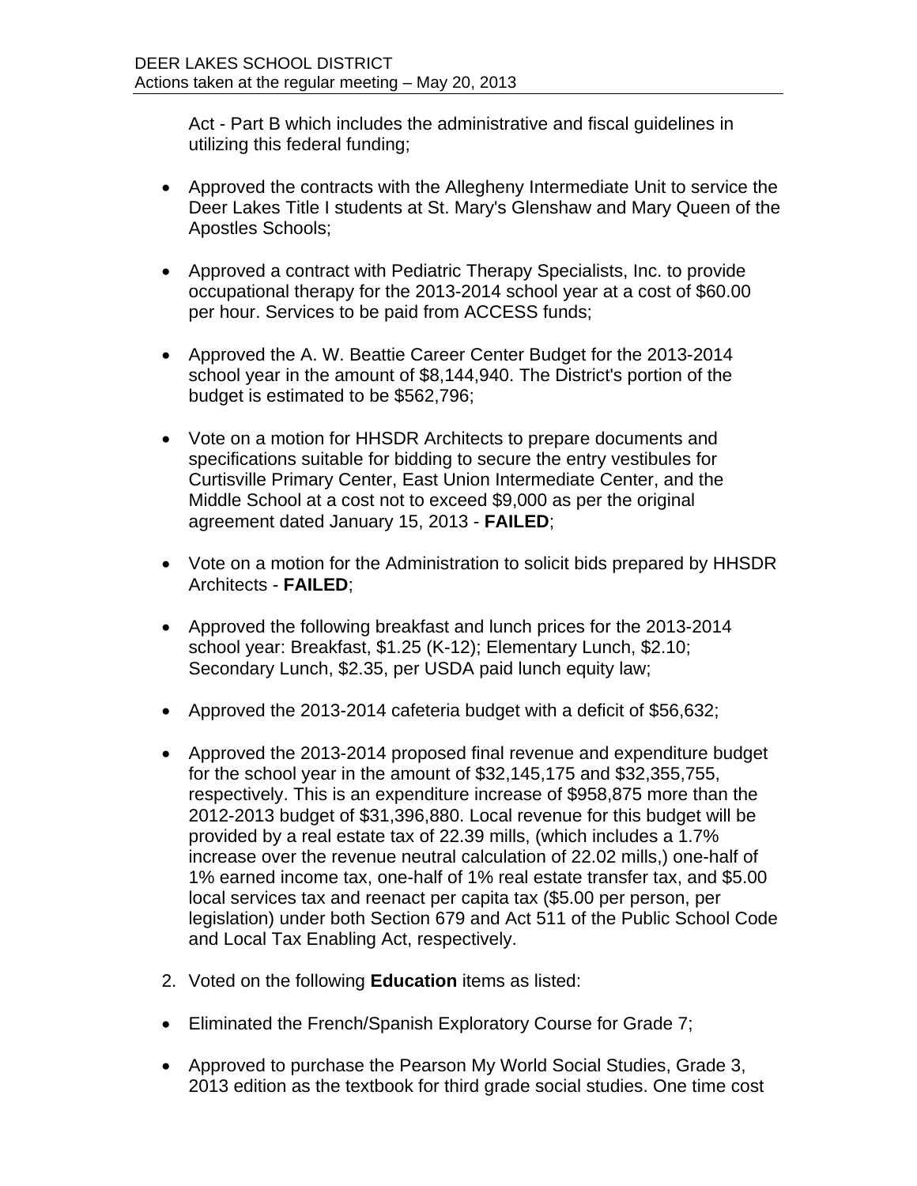Act - Part B which includes the administrative and fiscal guidelines in utilizing this federal funding;

- Approved the contracts with the Allegheny Intermediate Unit to service the Deer Lakes Title I students at St. Mary's Glenshaw and Mary Queen of the Apostles Schools;

- Approved a contract with Pediatric Therapy Specialists, Inc. to provide occupational therapy for the 2013-2014 school year at a cost of $60.00 per hour. Services to be paid from ACCESS funds;

- Approved the A. W. Beattie Career Center Budget for the 2013-2014 school year in the amount of $8,144,940. The District's portion of the budget is estimated to be $562,796;

- Vote on a motion for HHSDR Architects to prepare documents and specifications suitable for bidding to secure the entry vestibules for Curtisville Primary Center, East Union Intermediate Center, and the Middle School at a cost not to exceed $9,000 as per the original agreement dated January 15, 2013 - **FAILED**;

- Vote on a motion for the Administration to solicit bids prepared by HHSDR Architects - **FAILED**;

- Approved the following breakfast and lunch prices for the 2013-2014 school year: Breakfast, $1.25 (K-12); Elementary Lunch, $2.10; Secondary Lunch, $2.35, per USDA paid lunch equity law;

- Approved the 2013-2014 cafeteria budget with a deficit of $56,632;

- Approved the 2013-2014 proposed final revenue and expenditure budget for the school year in the amount of $32,145,175 and $32,355,755, respectively. This is an expenditure increase of $958,875 more than the 2012-2013 budget of $31,396,880. Local revenue for this budget will be provided by a real estate tax of 22.39 mills, (which includes a 1.7% increase over the revenue neutral calculation of 22.02 mills,) one-half of 1% earned income tax, one-half of 1% real estate transfer tax, and $5.00 local services tax and reenact per capita tax ($5.00 per person, per legislation) under both Section 679 and Act 511 of the Public School Code and Local Tax Enabling Act, respectively.

2. Voted on the following **Education** items as listed:

- Eliminated the French/Spanish Exploratory Course for Grade 7;

- Approved to purchase the Pearson My World Social Studies, Grade 3, 2013 edition as the textbook for third grade social studies. One time cost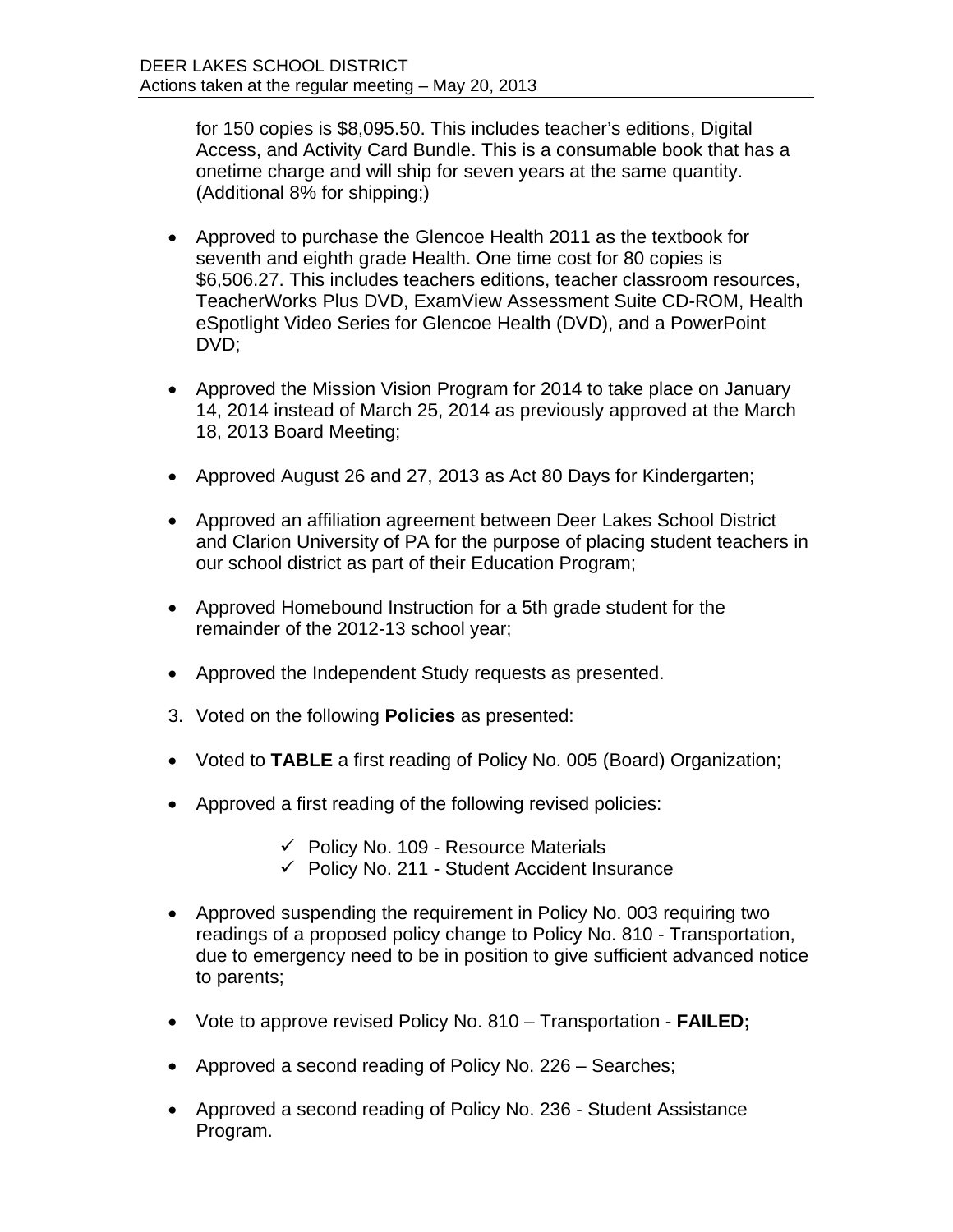for 150 copies is $8,095.50. This includes teacher's editions, Digital Access, and Activity Card Bundle. This is a consumable book that has a onetime charge and will ship for seven years at the same quantity. (Additional 8% for shipping;)

- Approved to purchase the Glencoe Health 2011 as the textbook for seventh and eighth grade Health. One time cost for 80 copies is $6,506.27. This includes teachers editions, teacher classroom resources, TeacherWorks Plus DVD, ExamView Assessment Suite CD-ROM, Health eSpotlight Video Series for Glencoe Health (DVD), and a PowerPoint DVD;

- Approved the Mission Vision Program for 2014 to take place on January 14, 2014 instead of March 25, 2014 as previously approved at the March 18, 2013 Board Meeting;

- Approved August 26 and 27, 2013 as Act 80 Days for Kindergarten;

- Approved an affiliation agreement between Deer Lakes School District and Clarion University of PA for the purpose of placing student teachers in our school district as part of their Education Program;

- Approved Homebound Instruction for a 5th grade student for the remainder of the 2012-13 school year;

- Approved the Independent Study requests as presented.

3. Voted on the following **Policies** as presented:

- Voted to **TABLE** a first reading of Policy No. 005 (Board) Organization;

- Approved a first reading of the following revised policies:

    - ✓ Policy No. 109 - Resource Materials
    - ✓ Policy No. 211 - Student Accident Insurance

- Approved suspending the requirement in Policy No. 003 requiring two readings of a proposed policy change to Policy No. 810 - Transportation, due to emergency need to be in position to give sufficient advanced notice to parents;

- Vote to approve revised Policy No. 810 – Transportation - **FAILED;**

- Approved a second reading of Policy No. 226 – Searches;

- Approved a second reading of Policy No. 236 - Student Assistance Program.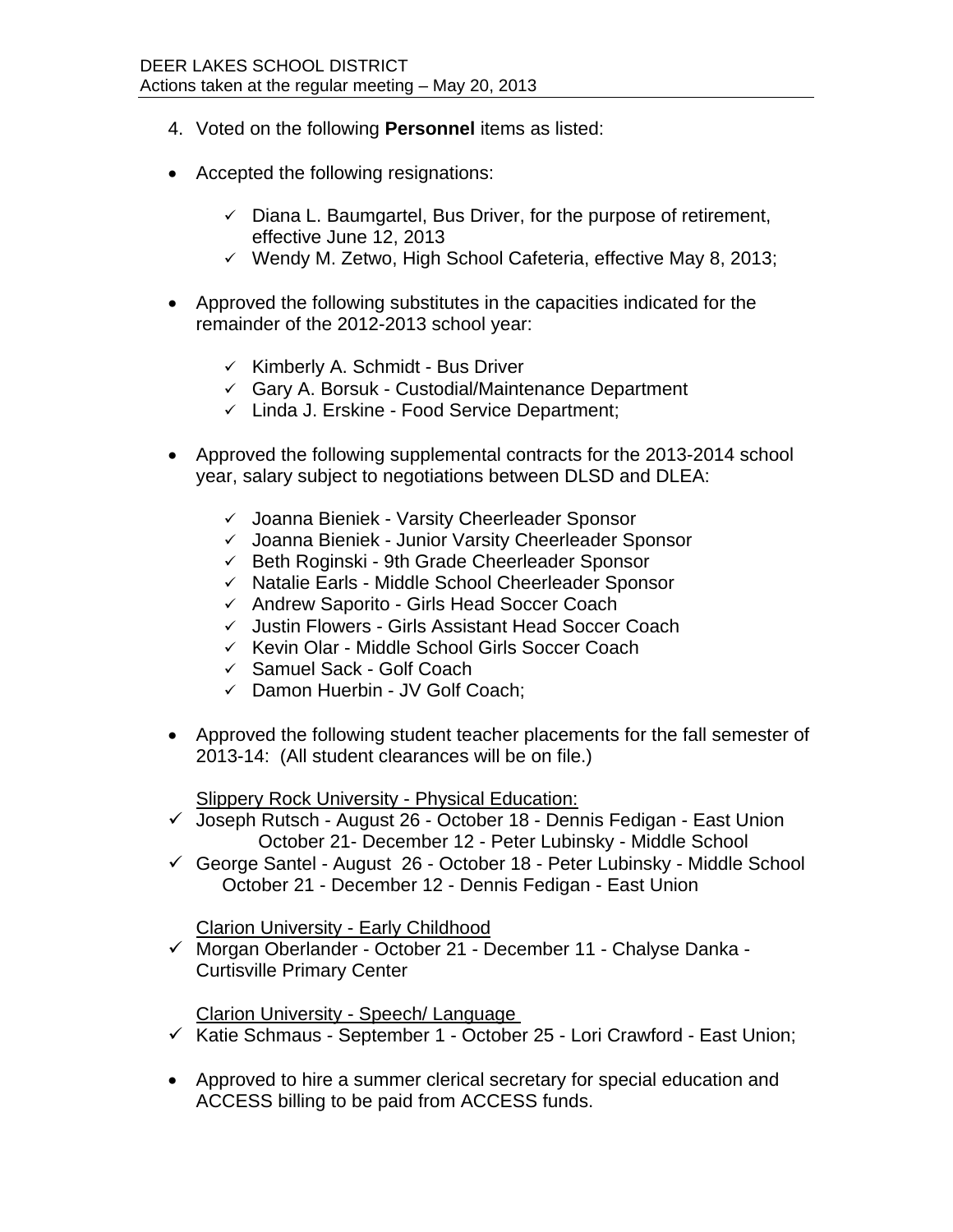4. Voted on the following **Personnel** items as listed:

- Accepted the following resignations:

  - ✓ Diana L. Baumgartel, Bus Driver, for the purpose of retirement, effective June 12, 2013
  - ✓ Wendy M. Zetwo, High School Cafeteria, effective May 8, 2013;

- Approved the following substitutes in the capacities indicated for the remainder of the 2012-2013 school year:

  - ✓ Kimberly A. Schmidt - Bus Driver
  - ✓ Gary A. Borsuk - Custodial/Maintenance Department
  - ✓ Linda J. Erskine - Food Service Department;

- Approved the following supplemental contracts for the 2013-2014 school year, salary subject to negotiations between DLSD and DLEA:

  - ✓ Joanna Bieniek - Varsity Cheerleader Sponsor
  - ✓ Joanna Bieniek - Junior Varsity Cheerleader Sponsor
  - ✓ Beth Roginski - 9th Grade Cheerleader Sponsor
  - ✓ Natalie Earls - Middle School Cheerleader Sponsor
  - ✓ Andrew Saporito - Girls Head Soccer Coach
  - ✓ Justin Flowers - Girls Assistant Head Soccer Coach
  - ✓ Kevin Olar - Middle School Girls Soccer Coach
  - ✓ Samuel Sack - Golf Coach
  - ✓ Damon Huerbin - JV Golf Coach;

- Approved the following student teacher placements for the fall semester of 2013-14: (All student clearances will be on file.)

  Slippery Rock University - Physical Education:

  - ✓ Joseph Rutsch - August 26 - October 18 - Dennis Fedigan - East Union
    October 21- December 12 - Peter Lubinsky - Middle School
  - ✓ George Santel - August 26 - October 18 - Peter Lubinsky - Middle School
    October 21 - December 12 - Dennis Fedigan - East Union

  Clarion University - Early Childhood

  - ✓ Morgan Oberlander - October 21 - December 11 - Chalyse Danka - Curtisville Primary Center

  Clarion University - Speech/ Language

  - ✓ Katie Schmaus - September 1 - October 25 - Lori Crawford - East Union;

- Approved to hire a summer clerical secretary for special education and ACCESS billing to be paid from ACCESS funds.